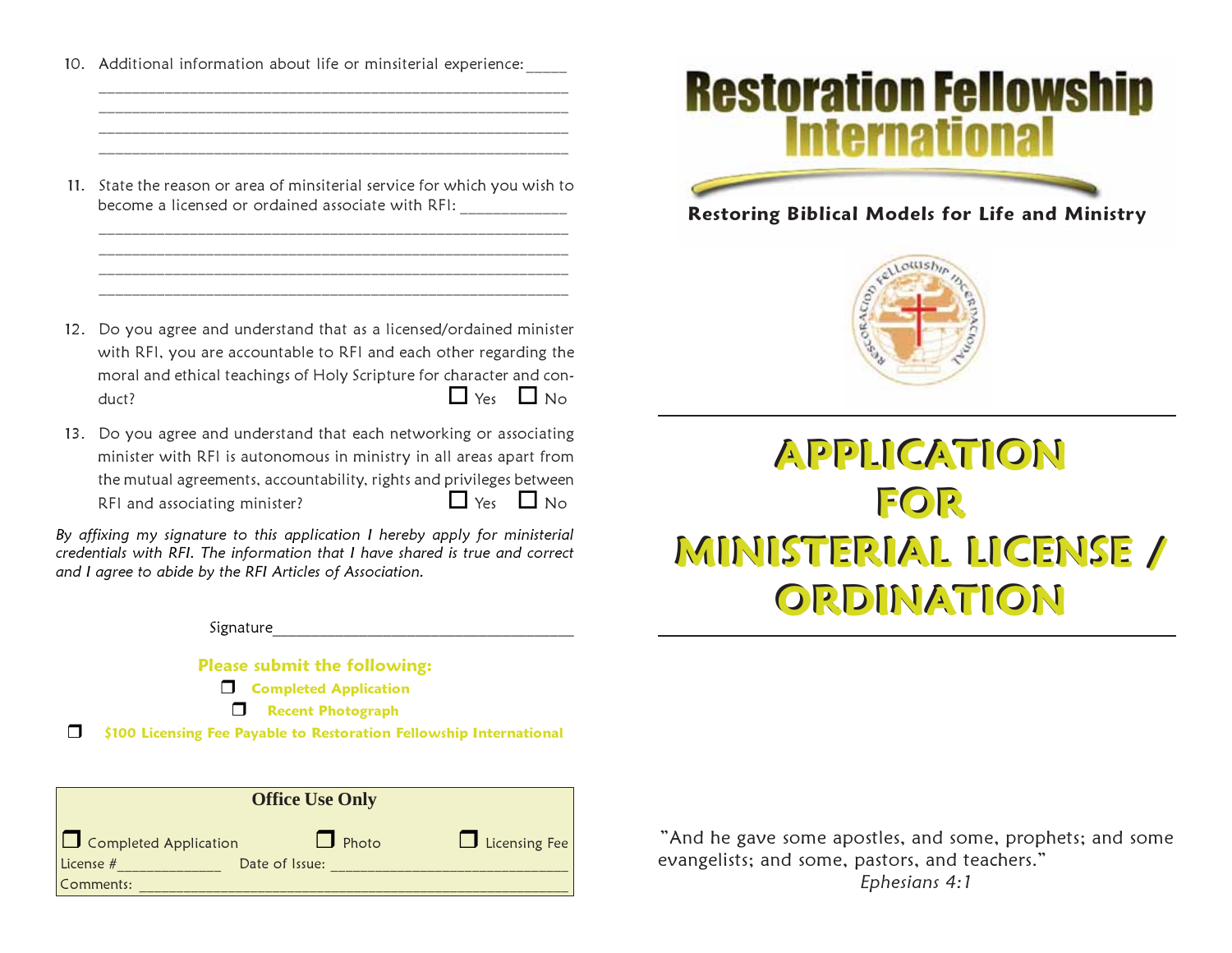10. Additional information about life or minsiterial experience:_____
____________________________________________________________
____________________________________________________________
____________________________________________________________
____________________________________________________________

11. State the reason or area of minsiterial service for which you wish to become a licensed or ordained associate with RFI: ____________
____________________________________________________________
____________________________________________________________
____________________________________________________________
____________________________________________________________

12. Do you agree and understand that as a licensed/ordained minister with RFI, you are accountable to RFI and each other regarding the moral and ethical teachings of Holy Scripture for character and conduct? ☐ Yes ☐ No

13. Do you agree and understand that each networking or associating minister with RFI is autonomous in ministry in all areas apart from the mutual agreements, accountability, rights and privileges between RFI and associating minister? ☐ Yes ☐ No

*By affixing my signature to this application I hereby apply for ministerial credentials with RFI. The information that I have shared is true and correct and I agree to abide by the RFI Articles of Association.*

Signature________________________________

**Please submit the following:**

- ❐ **Completed Application**
- ❐ **Recent Photograph**
- ❐ **$100 Licensing Fee Payable to Restoration Fellowship International**

| **Office Use Only** | | |
|---|---|---|
| ❐ Completed Application | ❐ Photo | ❐ Licensing Fee |
| License #_____________ | Date of Issue: ____________________________ | |
| Comments: ____________________________________________________ | | |

# Restoration Fellowship International

**Restoring Biblical Models for Life and Ministry**

Restoración Fellowship Internacional

# APPLICATION FOR MINISTERIAL LICENSE / ORDINATION

"And he gave some apostles, and some, prophets; and some evangelists; and some, pastors, and teachers."
*Ephesians 4:1*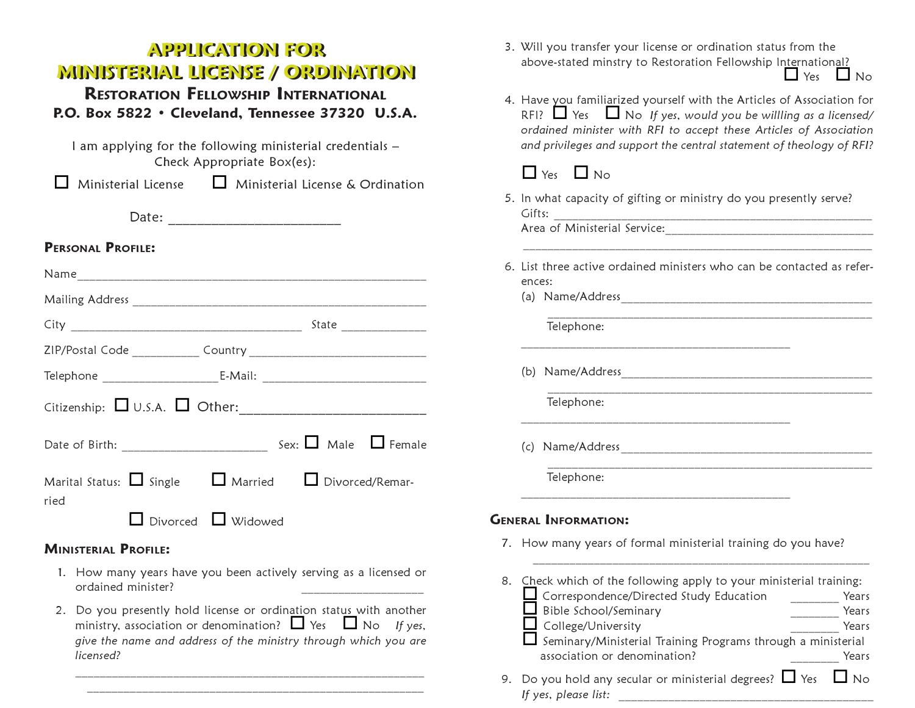# APPLICATION FOR MINISTERIAL LICENSE / ORDINATION

## RESTORATION FELLOWSHIP INTERNATIONAL

**P.O. Box 5822 • Cleveland, Tennessee 37320 U.S.A.**

I am applying for the following ministerial credentials – Check Appropriate Box(es):

☐ Ministerial License ☐ Ministerial License & Ordination

Date: ________________________

### PERSONAL PROFILE:

Name_______________________________________________________

Mailing Address _______________________________________________

City __________________________________ State _____________

ZIP/Postal Code __________ Country ____________________________

Telephone _________________E-Mail: __________________________

Citizenship: ☐ U.S.A. ☐ Other:_________________________

Date of Birth: ______________________ Sex: ☐ Male ☐ Female

Marital Status: ☐ Single ☐ Married ☐ Divorced/Remarried

☐ Divorced ☐ Widowed

### MINISTERIAL PROFILE:

1. How many years have you been actively serving as a licensed or ordained minister? __________________

2. Do you presently hold license or ordination status with another ministry, association or denomination? ☐ Yes ☐ No *If yes, give the name and address of the ministry through which you are licensed?*
   _______________________________________________________
   _______________________________________________________

3. Will you transfer your license or ordination status from the above-stated minstry to Restoration Fellowship International? ☐ Yes ☐ No

4. Have you familiarized yourself with the Articles of Association for RFI? ☐ Yes ☐ No *If yes, would you be willling as a licensed/ordained minister with RFI to accept these Articles of Association and privileges and support the central statement of theology of RFI?*

   ☐ Yes ☐ No

5. In what capacity of gifting or ministry do you presently serve?
   Gifts: ______________________________________________________
   Area of Ministerial Service:_________________________________
   _______________________________________________________

6. List three active ordained ministers who can be contacted as references:
   (a) Name/Address_________________________________________
   _______________________________________________________
   Telephone: ___________________________________________
   
   (b) Name/Address_________________________________________
   _______________________________________________________
   Telephone: ___________________________________________
   
   (c) Name/Address_________________________________________
   _______________________________________________________
   Telephone: ___________________________________________

### GENERAL INFORMATION:

7. How many years of formal ministerial training do you have?
   _______________________________________________________

8. Check which of the following apply to your ministerial training:
   - ☐ Correspondence/Directed Study Education ________ Years
   - ☐ Bible School/Seminary ________ Years
   - ☐ College/University ________ Years
   - ☐ Seminary/Ministerial Training Programs through a ministerial association or denomination? ________ Years

9. Do you hold any secular or ministerial degrees? ☐ Yes ☐ No
   *If yes, please list:* ____________________________________